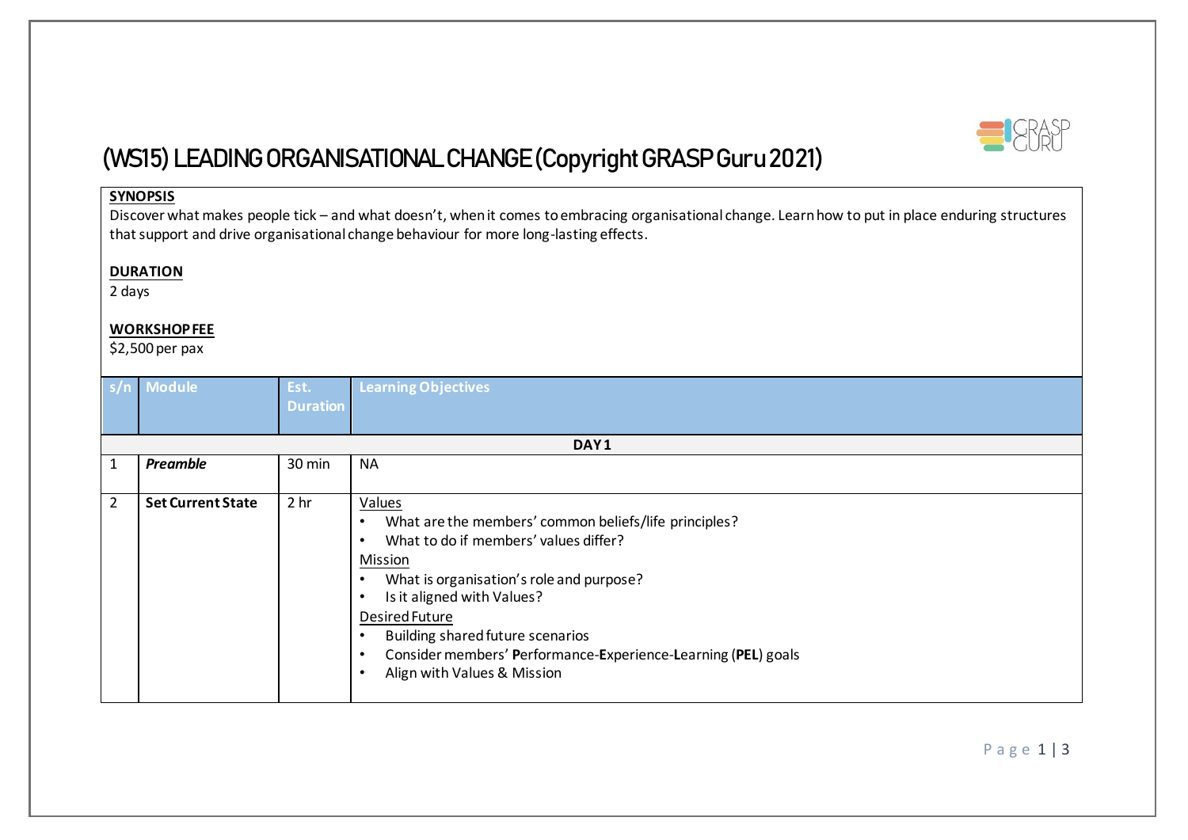# (WS15) LEADING ORGANISATIONAL CHANGE (Copyright GRASP Guru 2021)

**SYNOPSIS**

Discover what makes people tick – and what doesn't, when it comes to embracing organisational change. Learn how to put in place enduring structures that support and drive organisational change behaviour for more long-lasting effects.

**DURATION**

2 days

**WORKSHOP FEE**

$2,500 per pax

| s/n | Module | Est. Duration | Learning Objectives |
|---|---|---|---|
| | | | **DAY 1** |
| 1 | ***Preamble*** | 30 min | NA |
| 2 | **Set Current State** | 2 hr | Values<br>• What are the members' common beliefs/life principles?<br>• What to do if members' values differ?<br>Mission<br>• What is organisation's role and purpose?<br>• Is it aligned with Values?<br>Desired Future<br>• Building shared future scenarios<br>• Consider members' **P**erformance-**E**xperience-**L**earning (**PEL**) goals<br>• Align with Values & Mission |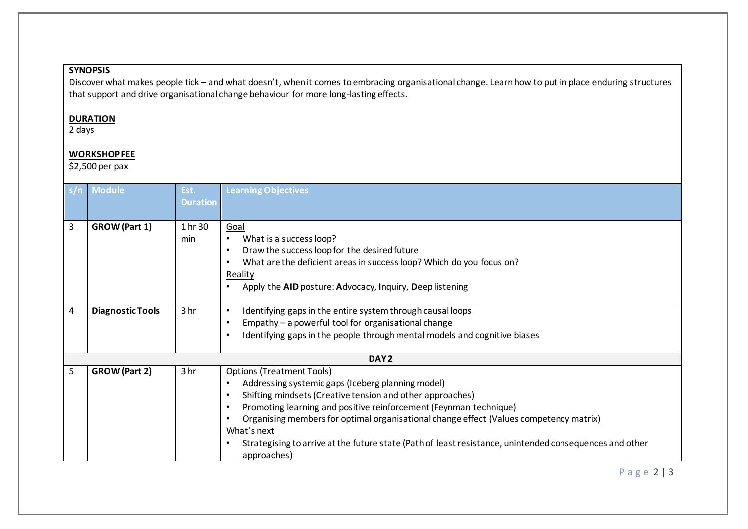**SYNOPSIS**

Discover what makes people tick – and what doesn't, when it comes to embracing organisational change. Learn how to put in place enduring structures that support and drive organisational change behaviour for more long-lasting effects.

**DURATION**

2 days

**WORKSHOP FEE**

$2,500 per pax

| s/n | Module | Est. Duration | Learning Objectives |
|---|---|---|---|
| 3 | **GROW (Part 1)** | 1 hr 30 min | Goal<br>• What is a success loop?<br>• Draw the success loop for the desired future<br>• What are the deficient areas in success loop? Which do you focus on?<br>Reality<br>• Apply the **AID** posture: **A**dvocacy, **I**nquiry, **D**eep listening |
| 4 | **Diagnostic Tools** | 3 hr | • Identifying gaps in the entire system through causal loops<br>• Empathy – a powerful tool for organisational change<br>• Identifying gaps in the people through mental models and cognitive biases |
| | | | **DAY 2** |
| 5 | **GROW (Part 2)** | 3 hr | Options (Treatment Tools)<br>• Addressing systemic gaps (Iceberg planning model)<br>• Shifting mindsets (Creative tension and other approaches)<br>• Promoting learning and positive reinforcement (Feynman technique)<br>• Organising members for optimal organisational change effect (Values competency matrix)<br>What's next<br>• Strategising to arrive at the future state (Path of least resistance, unintended consequences and other approaches) |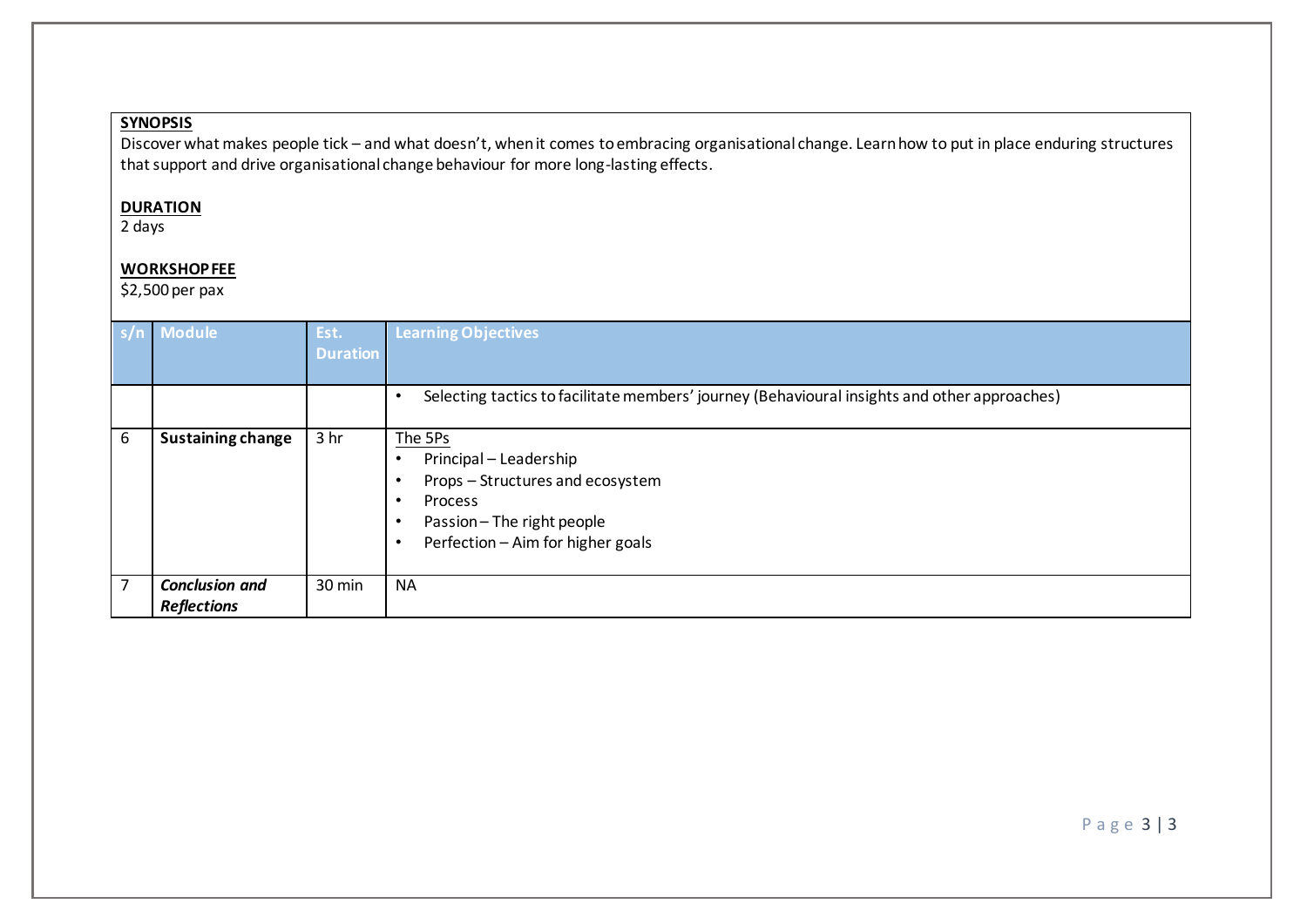**SYNOPSIS**

Discover what makes people tick – and what doesn't, when it comes to embracing organisational change. Learn how to put in place enduring structures that support and drive organisational change behaviour for more long-lasting effects.

**DURATION**

2 days

**WORKSHOP FEE**

$2,500 per pax

| s/n | Module | Est. Duration | Learning Objectives |
|---|---|---|---|
| | | | • Selecting tactics to facilitate members' journey (Behavioural insights and other approaches) |
| 6 | **Sustaining change** | 3 hr | The 5Ps<br>• Principal – Leadership<br>• Props – Structures and ecosystem<br>• Process<br>• Passion – The right people<br>• Perfection – Aim for higher goals |
| 7 | ***Conclusion and Reflections*** | 30 min | NA |